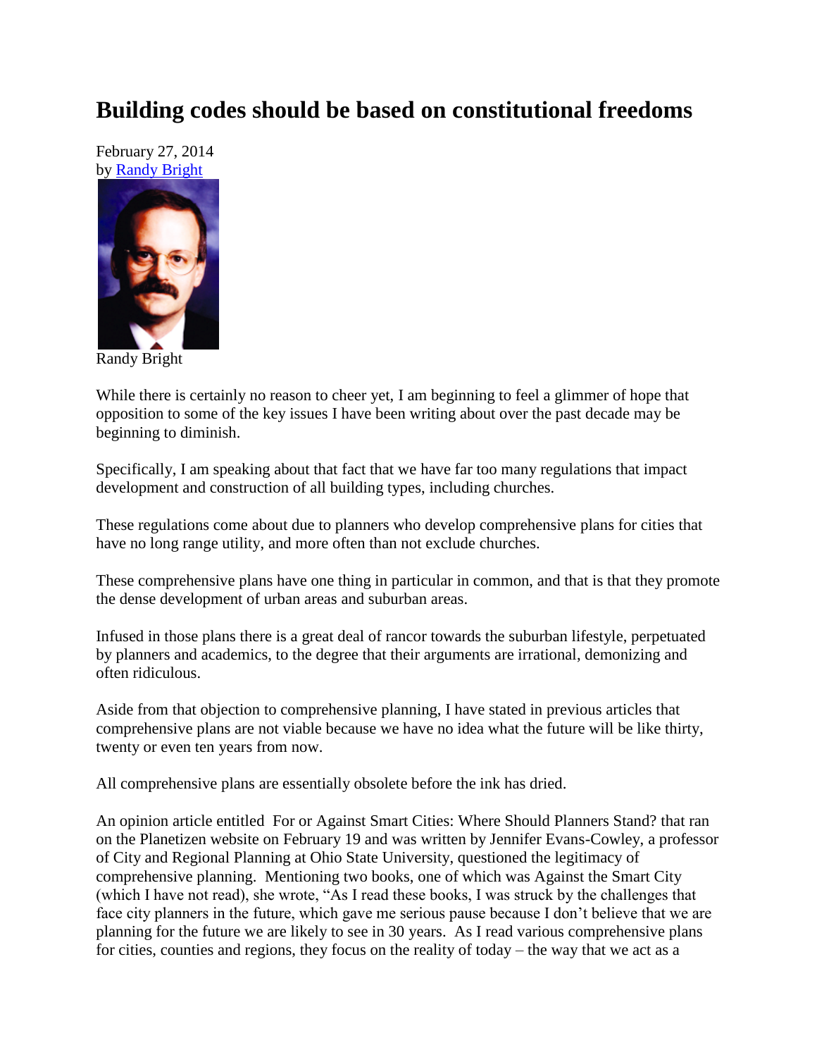# Building codes should be based on constitutional freedoms

February 27, 2014
by Randy Bright

Randy Bright

While there is certainly no reason to cheer yet, I am beginning to feel a glimmer of hope that opposition to some of the key issues I have been writing about over the past decade may be beginning to diminish.

Specifically, I am speaking about that fact that we have far too many regulations that impact development and construction of all building types, including churches.

These regulations come about due to planners who develop comprehensive plans for cities that have no long range utility, and more often than not exclude churches.

These comprehensive plans have one thing in particular in common, and that is that they promote the dense development of urban areas and suburban areas.

Infused in those plans there is a great deal of rancor towards the suburban lifestyle, perpetuated by planners and academics, to the degree that their arguments are irrational, demonizing and often ridiculous.

Aside from that objection to comprehensive planning, I have stated in previous articles that comprehensive plans are not viable because we have no idea what the future will be like thirty, twenty or even ten years from now.

All comprehensive plans are essentially obsolete before the ink has dried.

An opinion article entitled For or Against Smart Cities: Where Should Planners Stand? that ran on the Planetizen website on February 19 and was written by Jennifer Evans-Cowley, a professor of City and Regional Planning at Ohio State University, questioned the legitimacy of comprehensive planning. Mentioning two books, one of which was Against the Smart City (which I have not read), she wrote, "As I read these books, I was struck by the challenges that face city planners in the future, which gave me serious pause because I don't believe that we are planning for the future we are likely to see in 30 years. As I read various comprehensive plans for cities, counties and regions, they focus on the reality of today – the way that we act as a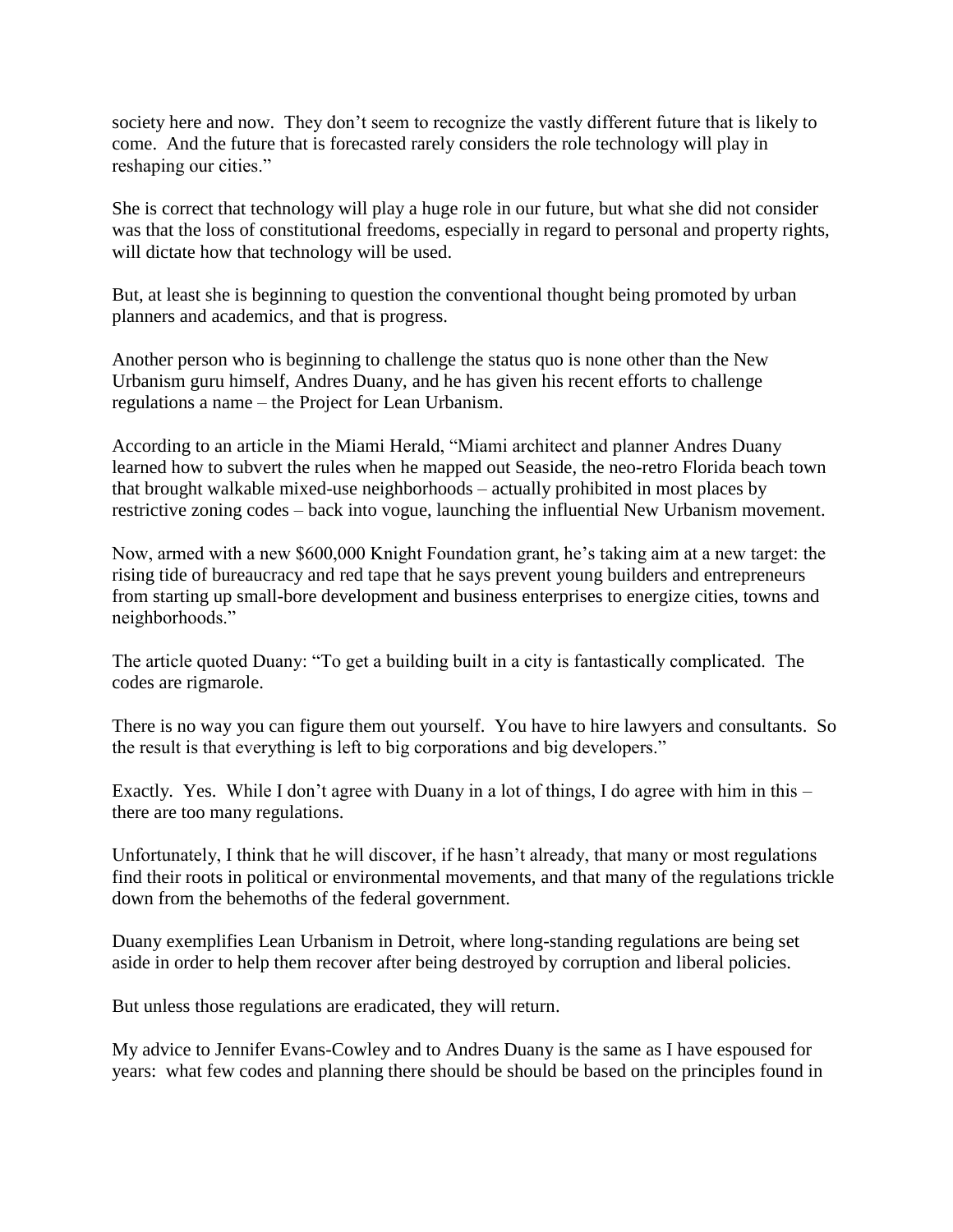society here and now. They don't seem to recognize the vastly different future that is likely to come. And the future that is forecasted rarely considers the role technology will play in reshaping our cities."

She is correct that technology will play a huge role in our future, but what she did not consider was that the loss of constitutional freedoms, especially in regard to personal and property rights, will dictate how that technology will be used.

But, at least she is beginning to question the conventional thought being promoted by urban planners and academics, and that is progress.

Another person who is beginning to challenge the status quo is none other than the New Urbanism guru himself, Andres Duany, and he has given his recent efforts to challenge regulations a name – the Project for Lean Urbanism.

According to an article in the Miami Herald, "Miami architect and planner Andres Duany learned how to subvert the rules when he mapped out Seaside, the neo-retro Florida beach town that brought walkable mixed-use neighborhoods – actually prohibited in most places by restrictive zoning codes – back into vogue, launching the influential New Urbanism movement.

Now, armed with a new $600,000 Knight Foundation grant, he's taking aim at a new target: the rising tide of bureaucracy and red tape that he says prevent young builders and entrepreneurs from starting up small-bore development and business enterprises to energize cities, towns and neighborhoods."

The article quoted Duany: "To get a building built in a city is fantastically complicated. The codes are rigmarole.

There is no way you can figure them out yourself. You have to hire lawyers and consultants. So the result is that everything is left to big corporations and big developers."

Exactly. Yes. While I don't agree with Duany in a lot of things, I do agree with him in this – there are too many regulations.

Unfortunately, I think that he will discover, if he hasn't already, that many or most regulations find their roots in political or environmental movements, and that many of the regulations trickle down from the behemoths of the federal government.

Duany exemplifies Lean Urbanism in Detroit, where long-standing regulations are being set aside in order to help them recover after being destroyed by corruption and liberal policies.

But unless those regulations are eradicated, they will return.

My advice to Jennifer Evans-Cowley and to Andres Duany is the same as I have espoused for years: what few codes and planning there should be should be based on the principles found in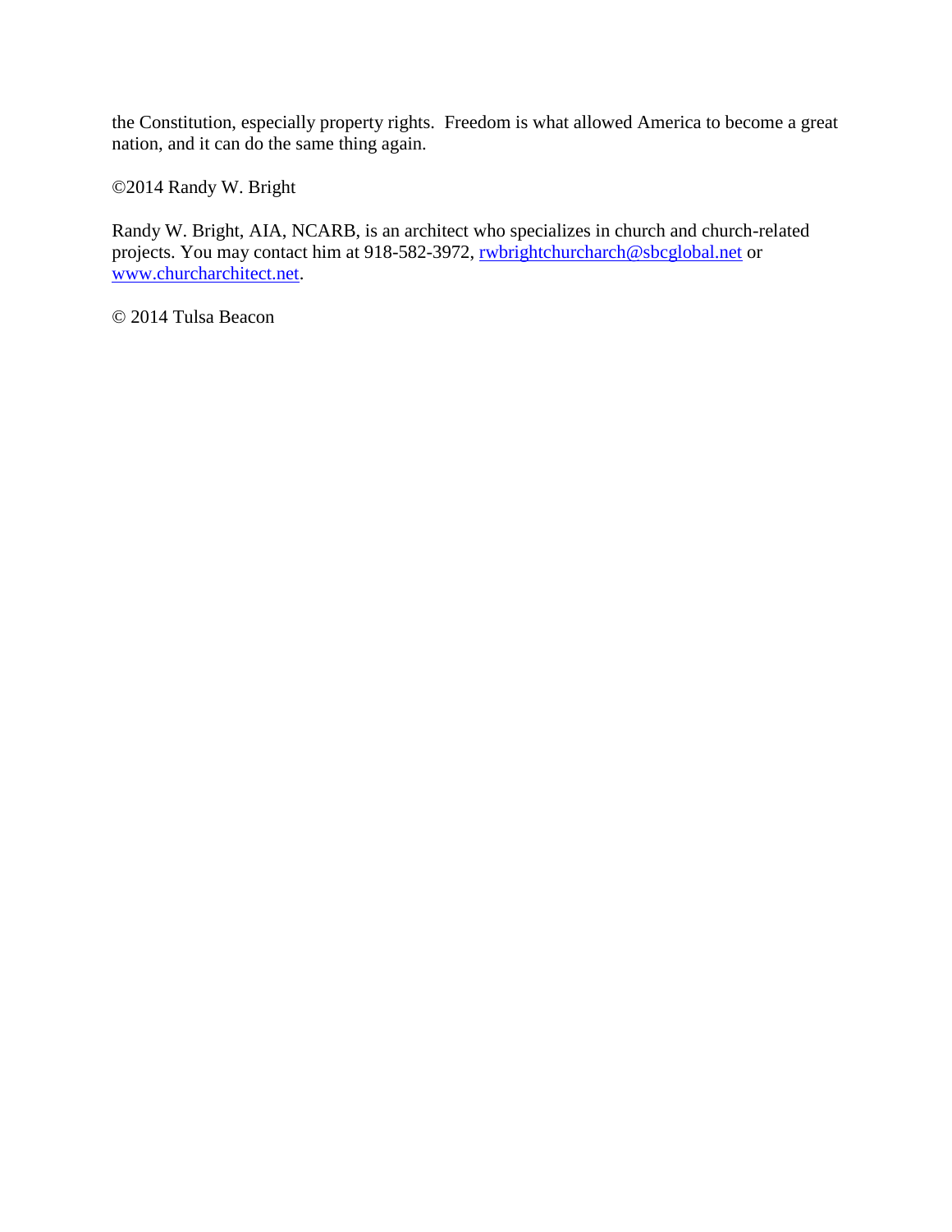the Constitution, especially property rights.  Freedom is what allowed America to become a great nation, and it can do the same thing again.

©2014 Randy W. Bright

Randy W. Bright, AIA, NCARB, is an architect who specializes in church and church-related projects. You may contact him at 918-582-3972, [rwbrightchurcharch@sbcglobal.net](mailto:rwbrightchurcharch@sbcglobal.net) or [www.churcharchitect.net](http://www.churcharchitect.net).

© 2014 Tulsa Beacon